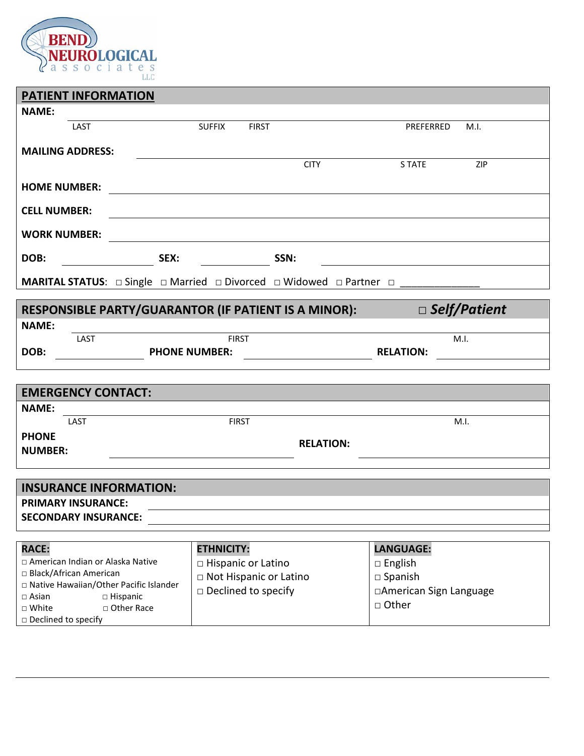**BEND NEUROLOGICAL associates LLC**

## PATIENT INFORMATION

**NAME:**

LAST | SUFFIX | FIRST | PREFERRED | M.I.

**MAILING ADDRESS:**

CITY | S TATE | ZIP

**HOME NUMBER:**

**CELL NUMBER:**

**WORK NUMBER:**

**DOB:** ____________ **SEX:** ____________ **SSN:** ____________

**MARITAL STATUS**: □ Single □ Married □ Divorced □ Widowed □ Partner □ _____________

## RESPONSIBLE PARTY/GUARANTOR (IF PATIENT IS A MINOR): □ *Self/Patient*

**NAME:**

LAST | FIRST | M.I.

**DOB:** ____________ **PHONE NUMBER:** ____________ **RELATION:** ____________

## EMERGENCY CONTACT:

**NAME:**

LAST | FIRST | M.I.

**PHONE NUMBER:** ____________ **RELATION:** ____________

## INSURANCE INFORMATION:

**PRIMARY INSURANCE:**

**SECONDARY INSURANCE:**

| **RACE:** | **ETHNICITY:** | **LANGUAGE:** |
|---|---|---|
| □ American Indian or Alaska Native | □ Hispanic or Latino | □ English |
| □ Black/African American | □ Not Hispanic or Latino | □ Spanish |
| □ Native Hawaiian/Other Pacific Islander | □ Declined to specify | □American Sign Language |
| □ Asian □ Hispanic | | □ Other |
| □ White □ Other Race | | |
| □ Declined to specify | | |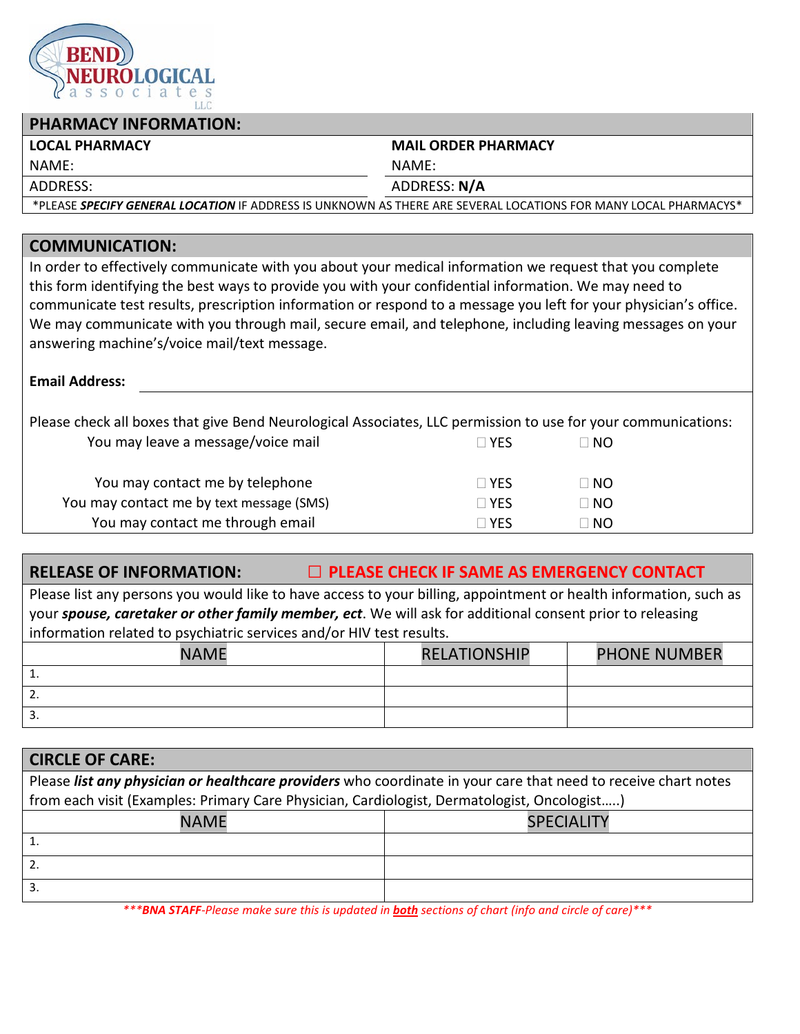**BEND NEUROLOGICAL associates LLC**

## PHARMACY INFORMATION:

| LOCAL PHARMACY | MAIL ORDER PHARMACY |
|---|---|
| NAME: | NAME: |
| ADDRESS: | ADDRESS: **N/A** |

*PLEASE ***SPECIFY GENERAL LOCATION*** IF ADDRESS IS UNKNOWN AS THERE ARE SEVERAL LOCATIONS FOR MANY LOCAL PHARMACYS*

## COMMUNICATION:

In order to effectively communicate with you about your medical information we request that you complete this form identifying the best ways to provide you with your confidential information. We may need to communicate test results, prescription information or respond to a message you left for your physician's office. We may communicate with you through mail, secure email, and telephone, including leaving messages on your answering machine's/voice mail/text message.

**Email Address:** ______________________________

Please check all boxes that give Bend Neurological Associates, LLC permission to use for your communications:

| | | |
|---|---|---|
| You may leave a message/voice mail | ☐ YES | ☐ NO |
| You may contact me by telephone | ☐ YES | ☐ NO |
| You may contact me by text message (SMS) | ☐ YES | ☐ NO |
| You may contact me through email | ☐ YES | ☐ NO |

## RELEASE OF INFORMATION: ☐ PLEASE CHECK IF SAME AS EMERGENCY CONTACT

Please list any persons you would like to have access to your billing, appointment or health information, such as your ***spouse, caretaker or other family member, ect***. We will ask for additional consent prior to releasing information related to psychiatric services and/or HIV test results.

| NAME | RELATIONSHIP | PHONE NUMBER |
|---|---|---|
| 1. | | |
| 2. | | |
| 3. | | |

## CIRCLE OF CARE:

Please ***list any physician or healthcare providers*** who coordinate in your care that need to receive chart notes from each visit (Examples: Primary Care Physician, Cardiologist, Dermatologist, Oncologist…..)

| NAME | SPECIALITY |
|---|---|
| 1. | |
| 2. | |
| 3. | |

****BNA STAFF**-Please make sure this is updated in **both** sections of chart (info and circle of care)****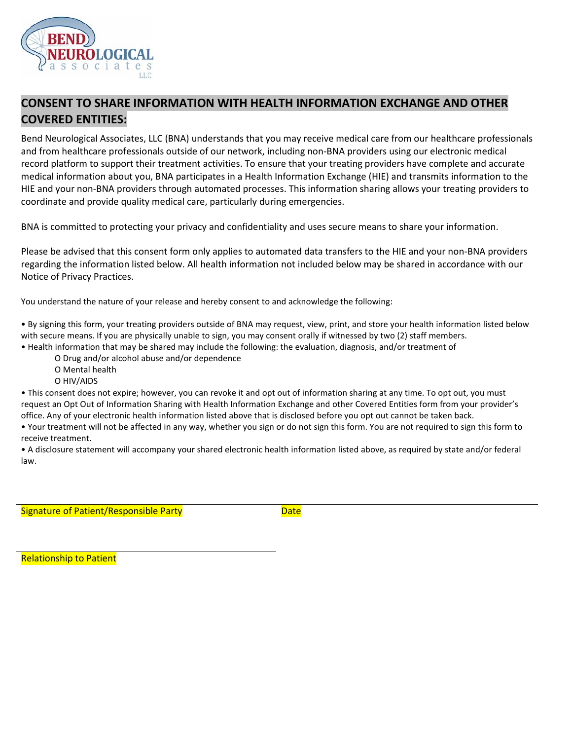## CONSENT TO SHARE INFORMATION WITH HEALTH INFORMATION EXCHANGE AND OTHER COVERED ENTITIES:

Bend Neurological Associates, LLC (BNA) understands that you may receive medical care from our healthcare professionals and from healthcare professionals outside of our network, including non-BNA providers using our electronic medical record platform to support their treatment activities. To ensure that your treating providers have complete and accurate medical information about you, BNA participates in a Health Information Exchange (HIE) and transmits information to the HIE and your non-BNA providers through automated processes. This information sharing allows your treating providers to coordinate and provide quality medical care, particularly during emergencies.

BNA is committed to protecting your privacy and confidentiality and uses secure means to share your information.

Please be advised that this consent form only applies to automated data transfers to the HIE and your non-BNA providers regarding the information listed below. All health information not included below may be shared in accordance with our Notice of Privacy Practices.

You understand the nature of your release and hereby consent to and acknowledge the following:

- By signing this form, your treating providers outside of BNA may request, view, print, and store your health information listed below with secure means. If you are physically unable to sign, you may consent orally if witnessed by two (2) staff members.
- Health information that may be shared may include the following: the evaluation, diagnosis, and/or treatment of
  - Drug and/or alcohol abuse and/or dependence
  - Mental health
  - HIV/AIDS
- This consent does not expire; however, you can revoke it and opt out of information sharing at any time. To opt out, you must request an Opt Out of Information Sharing with Health Information Exchange and other Covered Entities form from your provider's office. Any of your electronic health information listed above that is disclosed before you opt out cannot be taken back.
- Your treatment will not be affected in any way, whether you sign or do not sign this form. You are not required to sign this form to receive treatment.
- A disclosure statement will accompany your shared electronic health information listed above, as required by state and/or federal law.

\_\_\_\_\_\_\_\_\_\_\_\_\_\_\_\_\_\_\_\_\_\_\_\_\_\_\_\_\_\_\_\_\_\_\_\_\_\_\_\_\_\_\_\_\_\_\_\_\_\_\_\_\_\_\_\_\_\_\_\_\_\_\_\_\_\_\_\_\_\_
Signature of Patient/Responsible Party                    Date

\_\_\_\_\_\_\_\_\_\_\_\_\_\_\_\_\_\_\_\_\_\_\_\_\_\_\_\_\_\_\_\_\_\_\_\_\_\_\_\_
Relationship to Patient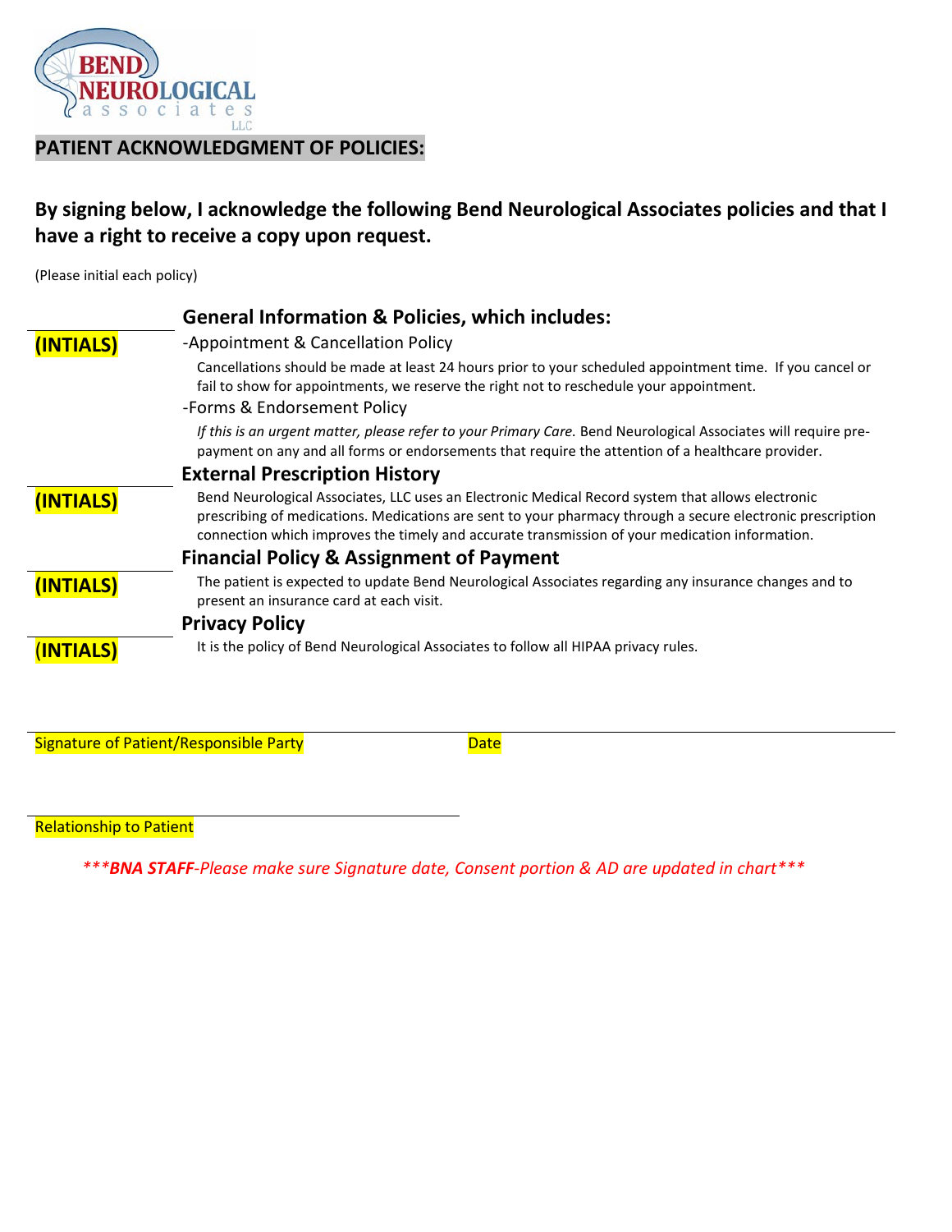BEND NEUROLOGICAL associates LLC

## PATIENT ACKNOWLEDGMENT OF POLICIES:

### By signing below, I acknowledge the following Bend Neurological Associates policies and that I have a right to receive a copy upon request.

(Please initial each policy)

**General Information & Policies, which includes:**

______ **(INTIALS)**

-Appointment & Cancellation Policy

Cancellations should be made at least 24 hours prior to your scheduled appointment time. If you cancel or fail to show for appointments, we reserve the right not to reschedule your appointment.

-Forms & Endorsement Policy

*If this is an urgent matter, please refer to your Primary Care.* Bend Neurological Associates will require pre-payment on any and all forms or endorsements that require the attention of a healthcare provider.

**External Prescription History**

______ **(INTIALS)**

Bend Neurological Associates, LLC uses an Electronic Medical Record system that allows electronic prescribing of medications. Medications are sent to your pharmacy through a secure electronic prescription connection which improves the timely and accurate transmission of your medication information.

**Financial Policy & Assignment of Payment**

______ **(INTIALS)**

The patient is expected to update Bend Neurological Associates regarding any insurance changes and to present an insurance card at each visit.

**Privacy Policy**

______ **(INTIALS)**

It is the policy of Bend Neurological Associates to follow all HIPAA privacy rules.

______________________________ ______________________________
Signature of Patient/Responsible Party Date

______________________________
Relationship to Patient

****BNA STAFF-Please make sure Signature date, Consent portion & AD are updated in chart****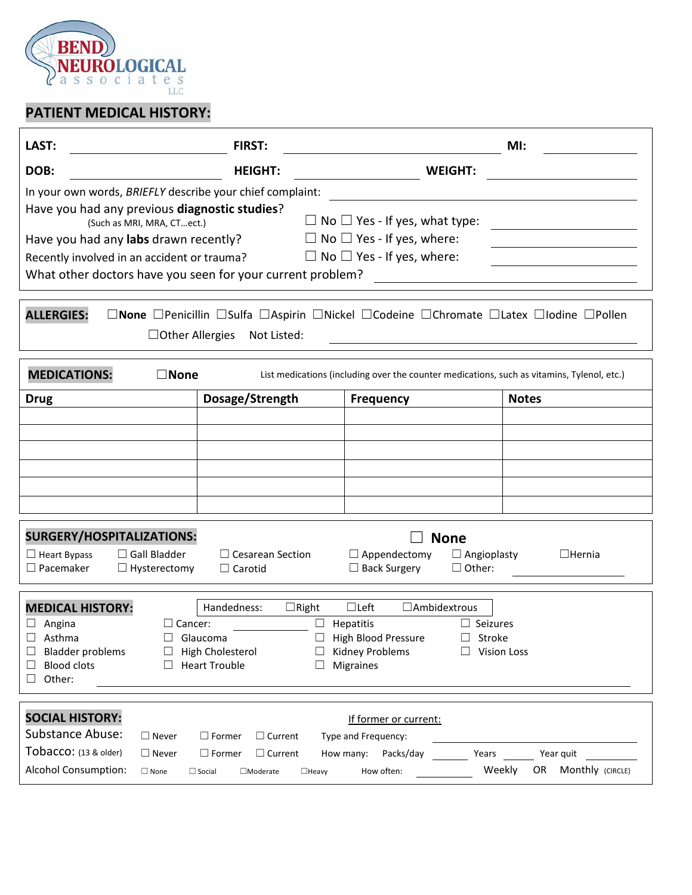BEND NEUROLOGICAL associates LLC

## PATIENT MEDICAL HISTORY:

LAST: ______________________ FIRST: ______________________ MI: __________

DOB: ______________________ HEIGHT: ______________________ WEIGHT: ______________________

In your own words, *BRIEFLY* describe your chief complaint: ______________________________

Have you had any previous **diagnostic studies**? (Such as MRI, MRA, CT…ect.) ☐ No ☐ Yes - If yes, what type: ______________________

Have you had any **labs** drawn recently? ☐ No ☐ Yes - If yes, where: ______________________

Recently involved in an accident or trauma? ☐ No ☐ Yes - If yes, where: ______________________

What other doctors have you seen for your current problem? ______________________________

**ALLERGIES:** ☐**None** ☐Penicillin ☐Sulfa ☐Aspirin ☐Nickel ☐Codeine ☐Chromate ☐Latex ☐Iodine ☐Pollen

☐Other Allergies Not Listed: ______________________________

**MEDICATIONS:** ☐**None** List medications (including over the counter medications, such as vitamins, Tylenol, etc.)

| Drug | Dosage/Strength | Frequency | Notes |
|---|---|---|---|
| | | | |
| | | | |
| | | | |
| | | | |
| | | | |
| | | | |

**SURGERY/HOSPITALIZATIONS:** ☐ **None**

☐ Heart Bypass ☐ Gall Bladder ☐ Cesarean Section ☐ Appendectomy ☐ Angioplasty ☐Hernia

☐ Pacemaker ☐ Hysterectomy ☐ Carotid ☐ Back Surgery ☐ Other: ______________________

**MEDICAL HISTORY:** Handedness: ☐Right ☐Left ☐Ambidextrous

☐ Angina ☐ Cancer: ______________ ☐ Hepatitis ☐ Seizures

☐ Asthma ☐ Glaucoma ☐ High Blood Pressure ☐ Stroke

☐ Bladder problems ☐ High Cholesterol ☐ Kidney Problems ☐ Vision Loss

☐ Blood clots ☐ Heart Trouble ☐ Migraines

☐ Other: ______________________________

**SOCIAL HISTORY:** <u>If former or current:</u>

Substance Abuse: ☐ Never ☐ Former ☐ Current Type and Frequency: ______________________

Tobacco: (13 & older) ☐ Never ☐ Former ☐ Current How many: Packs/day __________ Years __________ Year quit __________

Alcohol Consumption: ☐ None ☐ Social ☐Moderate ☐Heavy How often: __________ Weekly OR Monthly (CIRCLE)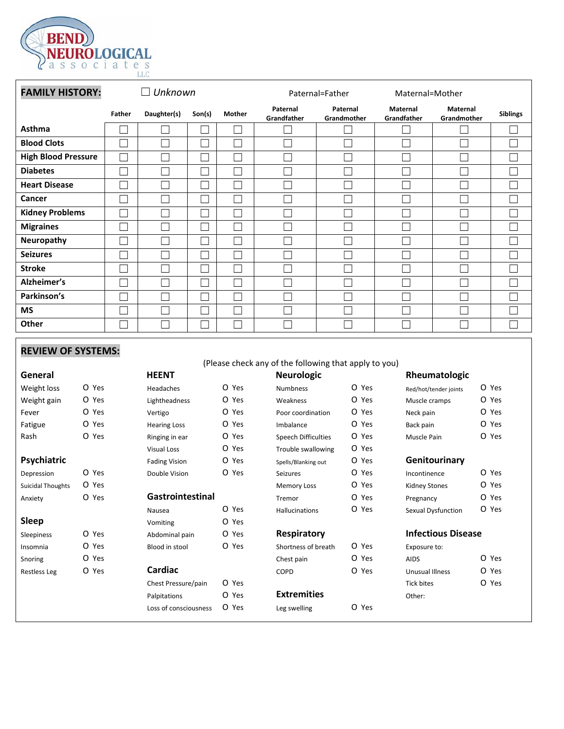**BEND NEUROLOGICAL associates LLC**

## FAMILY HISTORY:

☐ *Unknown*

Paternal=Father     Maternal=Mother

| | Father | Daughter(s) | Son(s) | Mother | Paternal Grandfather | Paternal Grandmother | Maternal Grandfather | Maternal Grandmother | Siblings |
|---|---|---|---|---|---|---|---|---|---|
| **Asthma** | ☐ | ☐ | ☐ | ☐ | ☐ | ☐ | ☐ | ☐ | ☐ |
| **Blood Clots** | ☐ | ☐ | ☐ | ☐ | ☐ | ☐ | ☐ | ☐ | ☐ |
| **High Blood Pressure** | ☐ | ☐ | ☐ | ☐ | ☐ | ☐ | ☐ | ☐ | ☐ |
| **Diabetes** | ☐ | ☐ | ☐ | ☐ | ☐ | ☐ | ☐ | ☐ | ☐ |
| **Heart Disease** | ☐ | ☐ | ☐ | ☐ | ☐ | ☐ | ☐ | ☐ | ☐ |
| **Cancer** | ☐ | ☐ | ☐ | ☐ | ☐ | ☐ | ☐ | ☐ | ☐ |
| **Kidney Problems** | ☐ | ☐ | ☐ | ☐ | ☐ | ☐ | ☐ | ☐ | ☐ |
| **Migraines** | ☐ | ☐ | ☐ | ☐ | ☐ | ☐ | ☐ | ☐ | ☐ |
| **Neuropathy** | ☐ | ☐ | ☐ | ☐ | ☐ | ☐ | ☐ | ☐ | ☐ |
| **Seizures** | ☐ | ☐ | ☐ | ☐ | ☐ | ☐ | ☐ | ☐ | ☐ |
| **Stroke** | ☐ | ☐ | ☐ | ☐ | ☐ | ☐ | ☐ | ☐ | ☐ |
| **Alzheimer's** | ☐ | ☐ | ☐ | ☐ | ☐ | ☐ | ☐ | ☐ | ☐ |
| **Parkinson's** | ☐ | ☐ | ☐ | ☐ | ☐ | ☐ | ☐ | ☐ | ☐ |
| **MS** | ☐ | ☐ | ☐ | ☐ | ☐ | ☐ | ☐ | ☐ | ☐ |
| **Other** | ☐ | ☐ | ☐ | ☐ | ☐ | ☐ | ☐ | ☐ | ☐ |

## REVIEW OF SYSTEMS:

(Please check any of the following that apply to you)

### General
- Weight loss O Yes
- Weight gain O Yes
- Fever O Yes
- Fatigue O Yes
- Rash O Yes

### Psychiatric
- Depression O Yes
- Suicidal Thoughts O Yes
- Anxiety O Yes

### Sleep
- Sleepiness O Yes
- Insomnia O Yes
- Snoring O Yes
- Restless Leg O Yes

### HEENT
- Headaches O Yes
- Lightheadness O Yes
- Vertigo O Yes
- Hearing Loss O Yes
- Ringing in ear O Yes
- Visual Loss O Yes
- Fading Vision O Yes
- Double Vision O Yes

### Gastrointestinal
- Nausea O Yes
- Vomiting O Yes
- Abdominal pain O Yes
- Blood in stool O Yes

### Cardiac
- Chest Pressure/pain O Yes
- Palpitations O Yes
- Loss of consciousness O Yes

### Neurologic
- Numbness O Yes
- Weakness O Yes
- Poor coordination O Yes
- Imbalance O Yes
- Speech Difficulties O Yes
- Trouble swallowing O Yes
- Spells/Blanking out O Yes
- Seizures O Yes
- Memory Loss O Yes
- Tremor O Yes
- Hallucinations O Yes

### Respiratory
- Shortness of breath O Yes
- Chest pain O Yes
- COPD O Yes

### Extremities
- Leg swelling O Yes

### Rheumatologic
- Red/hot/tender joints O Yes
- Muscle cramps O Yes
- Neck pain O Yes
- Back pain O Yes
- Muscle Pain O Yes

### Genitourinary
- Incontinence O Yes
- Kidney Stones O Yes
- Pregnancy O Yes
- Sexual Dysfunction O Yes

### Infectious Disease
Exposure to:
- AIDS O Yes
- Unusual Illness O Yes
- Tick bites O Yes

Other: